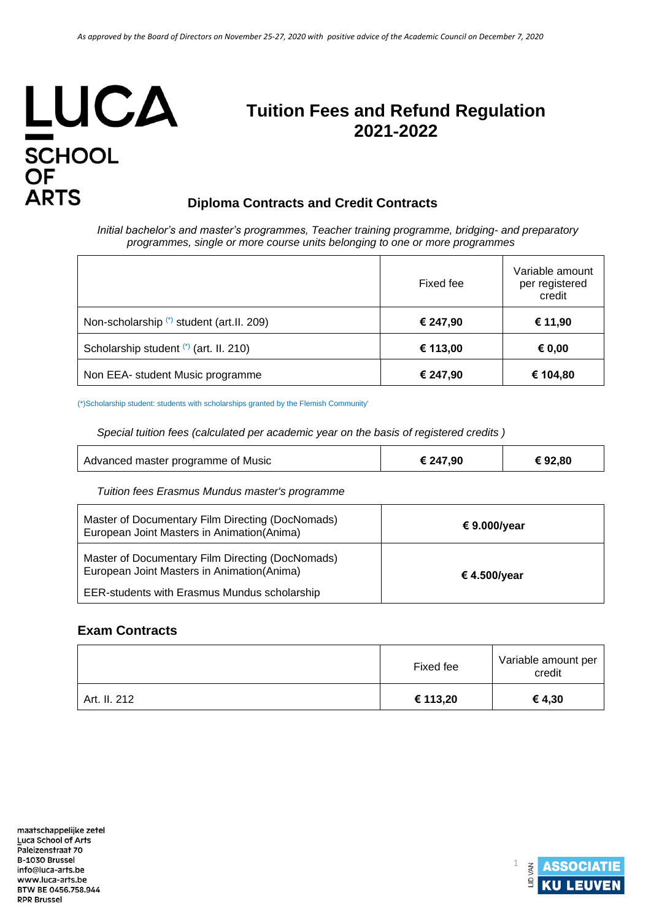*As approved by the Board of Directors on November 25-27, 2020 with positive advice of the Academic Council on December 7, 2020*

LUCA SCHOOL OF ARTS

# Tuition Fees and Refund Regulation 2021-2022

## Diploma Contracts and Credit Contracts

*Initial bachelor's and master's programmes, Teacher training programme, bridging- and preparatory programmes, single or more course units belonging to one or more programmes*

| | Fixed fee | Variable amount per registered credit |
|---|---|---|
| Non-scholarship (*) student (art.II. 209) | **€ 247,90** | **€ 11,90** |
| Scholarship student (*) (art. II. 210) | **€ 113,00** | **€ 0,00** |
| Non EEA- student Music programme | **€ 247,90** | **€ 104,80** |

(*)Scholarship student: students with scholarships granted by the Flemish Community'

*Special tuition fees (calculated per academic year on the basis of registered credits )*

| | | |
|---|---|---|
| Advanced master programme of Music | **€ 247,90** | **€ 92,80** |

*Tuition fees Erasmus Mundus master's programme*

| | |
|---|---|
| Master of Documentary Film Directing (DocNomads)<br>European Joint Masters in Animation(Anima) | **€ 9.000/year** |
| Master of Documentary Film Directing (DocNomads)<br>European Joint Masters in Animation(Anima)<br>EER-students with Erasmus Mundus scholarship | **€ 4.500/year** |

## Exam Contracts

| | Fixed fee | Variable amount per credit |
|---|---|---|
| Art. II. 212 | **€ 113,20** | **€ 4,30** |

maatschappelijke zetel
Luca School of Arts
Paleizenstraat 70
B-1030 Brussel
info@luca-arts.be
www.luca-arts.be
BTW BE 0456.758.944
RPR Brussel

LID VAN ASSOCIATIE KU LEUVEN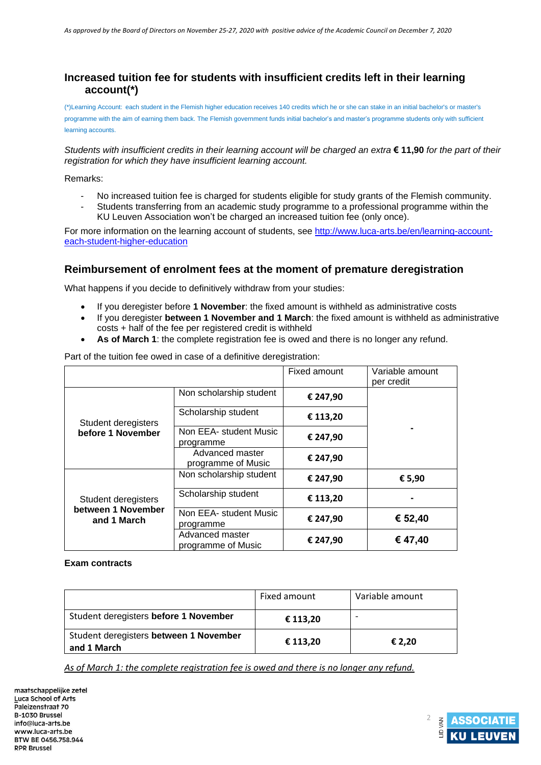*As approved by the Board of Directors on November 25-27, 2020 with positive advice of the Academic Council on December 7, 2020*

## Increased tuition fee for students with insufficient credits left in their learning account(*)

(*)Learning Account: each student in the Flemish higher education receives 140 credits which he or she can stake in an initial bachelor's or master's programme with the aim of earning them back. The Flemish government funds initial bachelor's and master's programme students only with sufficient learning accounts.

*Students with insufficient credits in their learning account will be charged an extra* **€ 11,90** *for the part of their registration for which they have insufficient learning account.*

Remarks:

- No increased tuition fee is charged for students eligible for study grants of the Flemish community.
- Students transferring from an academic study programme to a professional programme within the KU Leuven Association won't be charged an increased tuition fee (only once).

For more information on the learning account of students, see http://www.luca-arts.be/en/learning-account-each-student-higher-education

## Reimbursement of enrolment fees at the moment of premature deregistration

What happens if you decide to definitively withdraw from your studies:

- If you deregister before **1 November**: the fixed amount is withheld as administrative costs
- If you deregister **between 1 November and 1 March**: the fixed amount is withheld as administrative costs + half of the fee per registered credit is withheld
- **As of March 1**: the complete registration fee is owed and there is no longer any refund.

Part of the tuition fee owed in case of a definitive deregistration:

| | | Fixed amount | Variable amount per credit |
|---|---|---|---|
| Student deregisters **before 1 November** | Non scholarship student | **€ 247,90** | **-** |
| | Scholarship student | **€ 113,20** | |
| | Non EEA- student Music programme | **€ 247,90** | |
| | Advanced master programme of Music | **€ 247,90** | |
| Student deregisters **between 1 November and 1 March** | Non scholarship student | **€ 247,90** | **€ 5,90** |
| | Scholarship student | **€ 113,20** | **-** |
| | Non EEA- student Music programme | **€ 247,90** | **€ 52,40** |
| | Advanced master programme of Music | **€ 247,90** | **€ 47,40** |

**Exam contracts**

| | Fixed amount | Variable amount |
|---|---|---|
| Student deregisters **before 1 November** | **€ 113,20** | - |
| Student deregisters **between 1 November and 1 March** | **€ 113,20** | **€ 2,20** |

*As of March 1: the complete registration fee is owed and there is no longer any refund.*

maatschappelijke zetel
Luca School of Arts
Paleizenstraat 70
B-1030 Brussel
info@luca-arts.be
www.luca-arts.be
BTW BE 0456.758.944
RPR Brussel

LID VAN ASSOCIATIE KU LEUVEN